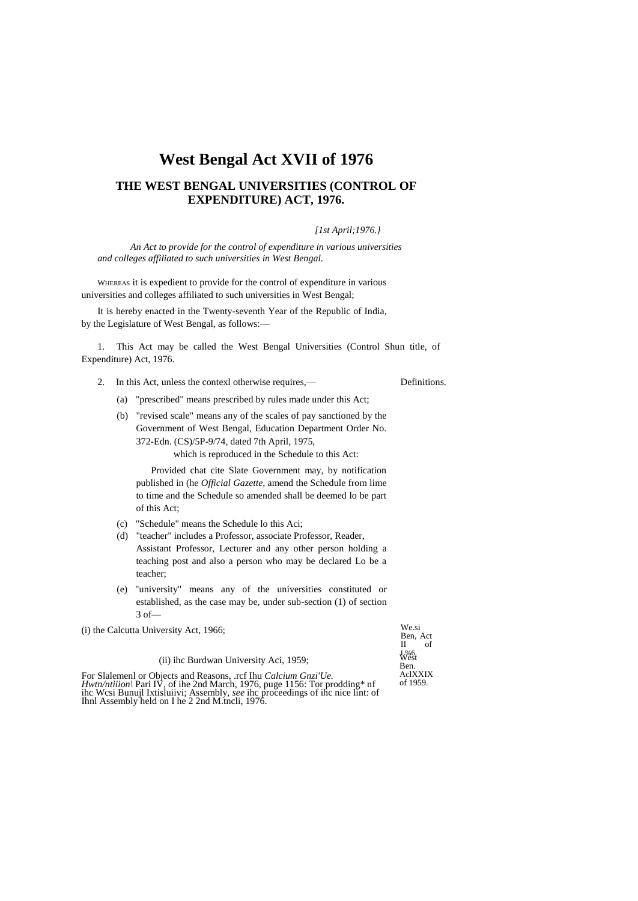# West Bengal Act XVII of 1976

## THE WEST BENGAL UNIVERSITIES (CONTROL OF EXPENDITURE) ACT, 1976.

*[1st April;1976.}*

*An Act to provide for the control of expenditure in various universities and colleges affiliated to such universities in West Bengal.*

WHEREAS it is expedient to provide for the control of expenditure in various universities and colleges affiliated to such universities in West Bengal;

It is hereby enacted in the Twenty-seventh Year of the Republic of India, by the Legislature of West Bengal, as follows:—

Shun title, 

1. This Act may be called the West Bengal Universities (Control of Expenditure) Act, 1976.

Definitions.

2. In this Act, unless the contexl otherwise requires,—

(a) "prescribed" means prescribed by rules made under this Act;

(b) "revised scale" means any of the scales of pay sanctioned by the Government of West Bengal, Education Department Order No. 372-Edn. (CS)/5P-9/74, dated 7th April, 1975,
which is reproduced in the Schedule to this Act:

Provided chat cite Slate Government may, by notification published in (he *Official Gazette,* amend the Schedule from lime to time and the Schedule so amended shall be deemed lo be part of this Act;

(c) "Schedule" means the Schedule lo this Aci;

(d) "teacher" includes a Professor, associate Professor, Reader, Assistant Professor, Lecturer and any other person holding a teaching post and also a person who may be declared Lo be a teacher;

(e) "university" means any of the universities constituted or established, as the case may be, under sub-section (1) of section 3 of—

(i) the Calcutta University Act, 1966;

We.si Ben, Act II of I.%6.

(ii) ihc Burdwan University Aci, 1959;

West Ben. AclXXIX of 1959.

For Slalemenl or Objects and Reasons, .rcf Ihu *Calcium Gnzi'Ue. Hwtn/ntiiion\* Pari IV, of ihe 2nd March, 1976, puge 1156: Tor prodding* nf ihc Wcsi Bunujl Ixtisluiivi; Assembly, *see* ihc proceedings of ihc nice lint: of Ihnl Assembly held on I he 2 2nd M.tncli, 1976.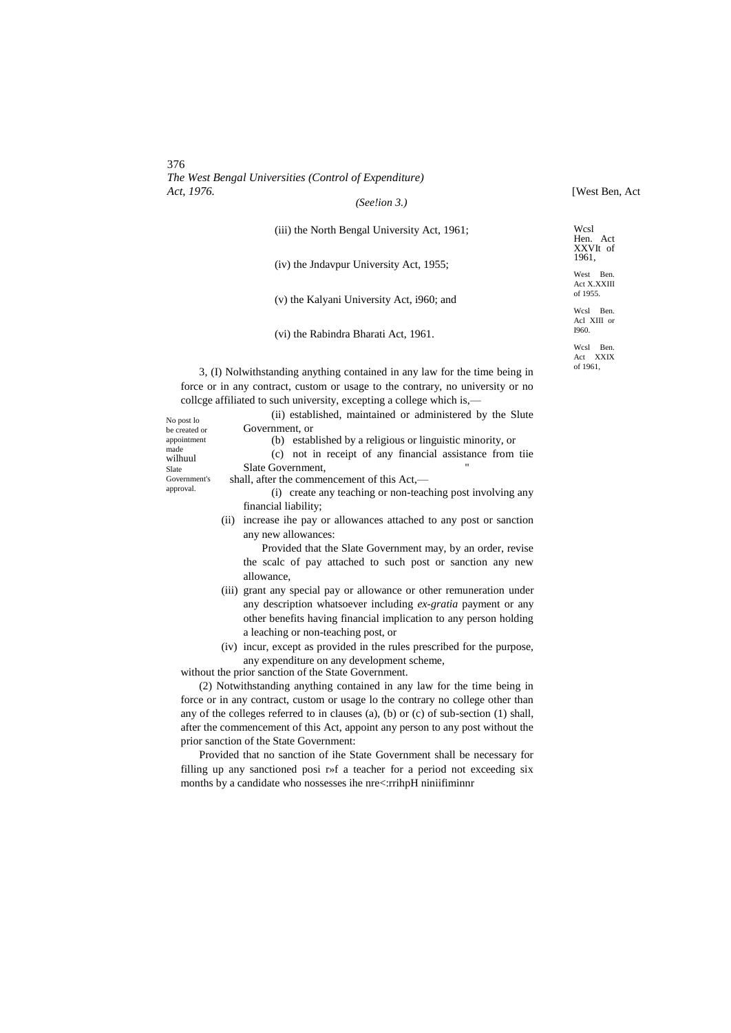*(See!ion 3.)*

(iii) the North Bengal University Act, 1961;

(iv) the Jndavpur University Act, 1955;

(v) the Kalyani University Act, i960; and

(vi) the Rabindra Bharati Act, 1961.

Wcsl Hen. Act XXVIt of 1961,

West Ben. Act X.XXIII of 1955.

Wcsl Ben. Acl XIII or I960.

Wcsl Ben. Act XXIX of 1961,

No post lo be created or appointment made wilhuul Slate Government's approval.

3, (I) Nolwithstanding anything contained in any law for the time being in force or in any contract, custom or usage to the contrary, no university or no collcge affiliated to such university, excepting a college which is,—

(ii) established, maintained or administered by the Slute Government, or

(b) established by a religious or linguistic minority, or

(c) not in receipt of any financial assistance from tiie Slate Government,

shall, after the commencement of this Act,—

(i) create any teaching or non-teaching post involving any financial liability;

(ii) increase ihe pay or allowances attached to any post or sanction any new allowances:

Provided that the Slate Government may, by an order, revise the scalc of pay attached to such post or sanction any new allowance,

(iii) grant any special pay or allowance or other remuneration under any description whatsoever including *ex-gratia* payment or any other benefits having financial implication to any person holding a leaching or non-teaching post, or

(iv) incur, except as provided in the rules prescribed for the purpose, any expenditure on any development scheme,

without the prior sanction of the State Government.

(2) Notwithstanding anything contained in any law for the time being in force or in any contract, custom or usage lo the contrary no college other than any of the colleges referred to in clauses (a), (b) or (c) of sub-section (1) shall, after the commencement of this Act, appoint any person to any post without the prior sanction of the State Government:

Provided that no sanction of ihe State Government shall be necessary for filling up any sanctioned posi r»f a teacher for a period not exceeding six months by a candidate who nossesses ihe nre<:rrihpH niniifiminnr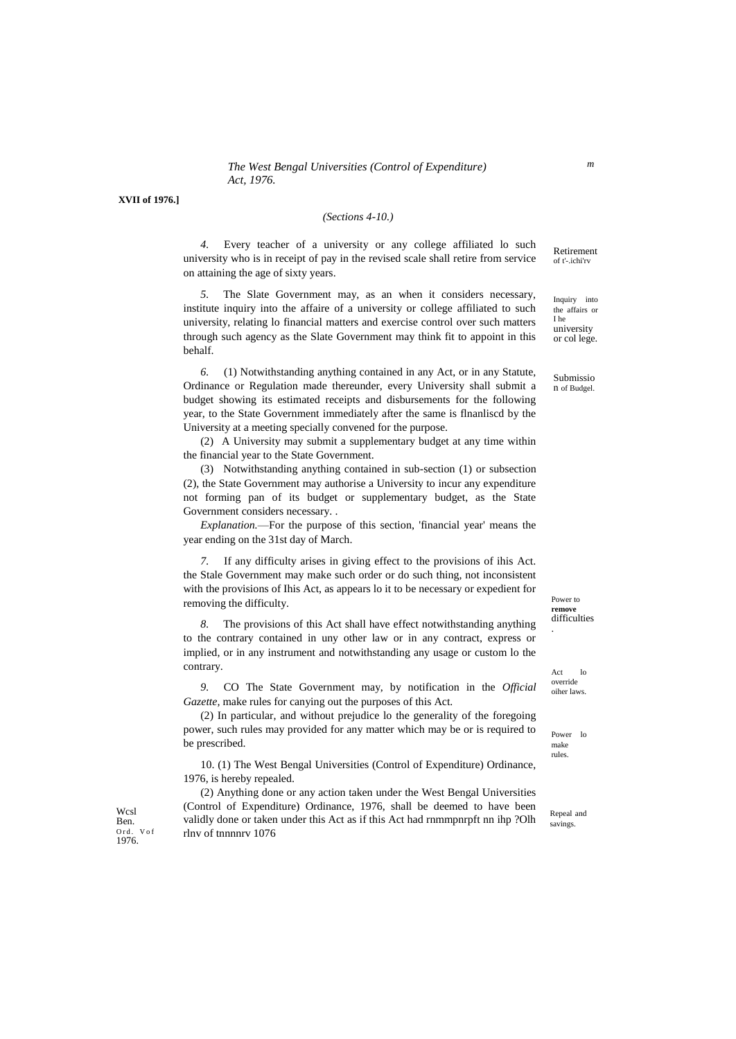*(Sections 4-10.)*

Retirement of t'-.ichi'rv

*4.* Every teacher of a university or any college affiliated lo such university who is in receipt of pay in the revised scale shall retire from service on attaining the age of sixty years.

Inquiry into the affairs or I he university or col lege.

*5.* The Slate Government may, as an when it considers necessary, institute inquiry into the affaire of a university or college affiliated to such university, relating lo financial matters and exercise control over such matters through such agency as the Slate Government may think fit to appoint in this behalf.

Submission of Budgel.

*6.* (1) Notwithstanding anything contained in any Act, or in any Statute, Ordinance or Regulation made thereunder, every University shall submit a budget showing its estimated receipts and disbursements for the following year, to the State Government immediately after the same is flnanliscd by the University at a meeting specially convened for the purpose.

(2) A University may submit a supplementary budget at any time within the financial year to the State Government.

(3) Notwithstanding anything contained in sub-section (1) or subsection (2), the State Government may authorise a University to incur any expenditure not forming pan of its budget or supplementary budget, as the State Government considers necessary. .

*Explanation.*—For the purpose of this section, 'financial year' means the year ending on the 31st day of March.

Power to **remove** difficulties.

*7.* If any difficulty arises in giving effect to the provisions of ihis Act. the Stale Government may make such order or do such thing, not inconsistent with the provisions of Ihis Act, as appears lo it to be necessary or expedient for removing the difficulty.

Act lo override oiher laws.

*8.* The provisions of this Act shall have effect notwithstanding anything to the contrary contained in uny other law or in any contract, express or implied, or in any instrument and notwithstanding any usage or custom lo the contrary.

Power lo make rules.

*9.* CO The State Government may, by notification in the *Official Gazette,* make rules for canying out the purposes of this Act.

(2) In particular, and without prejudice lo the generality of the foregoing power, such rules may provided for any matter which may be or is required to be prescribed.

Repeal and savings.

10. (1) The West Bengal Universities (Control of Expenditure) Ordinance, 1976, is hereby repealed.

Wcsl Ben. Ord. V of 1976.

(2) Anything done or any action taken under the West Bengal Universities (Control of Expenditure) Ordinance, 1976, shall be deemed to have been validly done or taken under this Act as if this Act had rnmmpnrpft nn ihp ?Olh rlnv of tnnnnrv 1076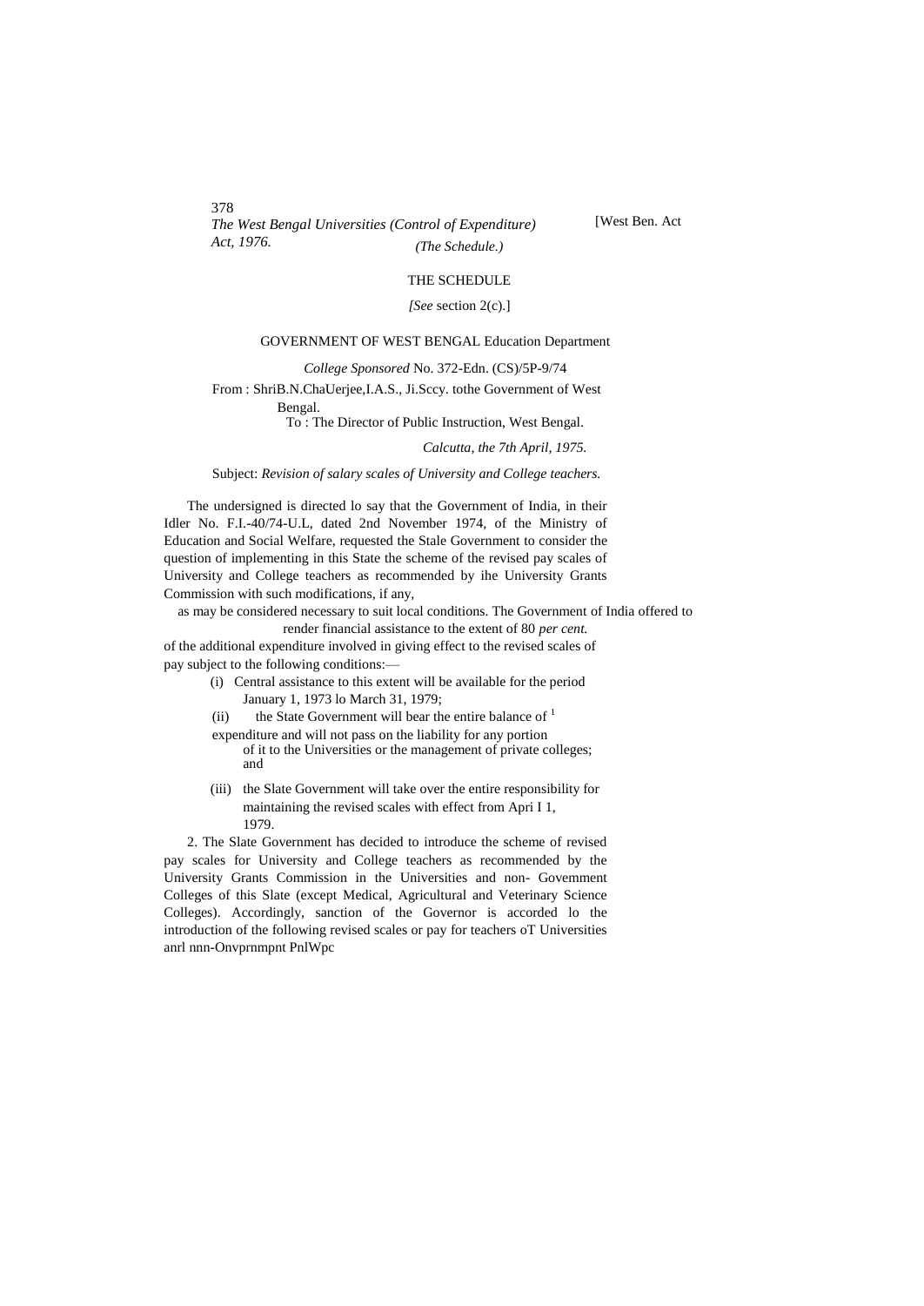# THE SCHEDULE

*[See* section 2(c).]

GOVERNMENT OF WEST BENGAL Education Department

*College Sponsored* No. 372-Edn. (CS)/5P-9/74

From : ShriB.N.ChaUerjee,I.A.S., Ji.Sccy. tothe Government of West Bengal.

To : The Director of Public Instruction, West Bengal.

*Calcutta, the 7th April, 1975.*

Subject: *Revision of salary scales of University and College teachers.*

The undersigned is directed lo say that the Government of India, in their Idler No. F.I.-40/74-U.L, dated 2nd November 1974, of the Ministry of Education and Social Welfare, requested the Stale Government to consider the question of implementing in this State the scheme of the revised pay scales of University and College teachers as recommended by ihe University Grants Commission with such modifications, if any, as may be considered necessary to suit local conditions. The Government of India offered to render financial assistance to the extent of 80 *per cent.* of the additional expenditure involved in giving effect to the revised scales of pay subject to the following conditions:—

(i) Central assistance to this extent will be available for the period January 1, 1973 lo March 31, 1979;

(ii) the State Government will bear the entire balance of [1] expenditure and will not pass on the liability for any portion of it to the Universities or the management of private colleges; and

(iii) the Slate Government will take over the entire responsibility for maintaining the revised scales with effect from Apri I 1, 1979.

2. The Slate Government has decided to introduce the scheme of revised pay scales for University and College teachers as recommended by the University Grants Commission in the Universities and non- Govemment Colleges of this Slate (except Medical, Agricultural and Veterinary Science Colleges). Accordingly, sanction of the Governor is accorded lo the introduction of the following revised scales or pay for teachers oT Universities anrl nnn-Onvprnmpnt PnlWpc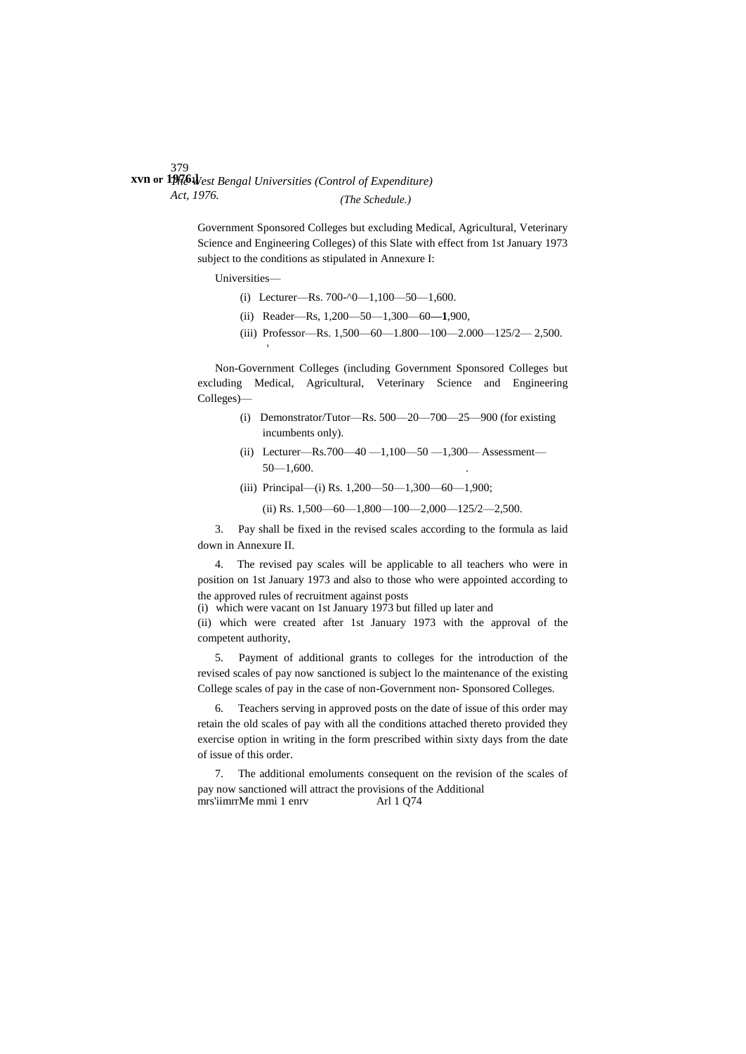(The Schedule.)

Government Sponsored Colleges but excluding Medical, Agricultural, Veterinary Science and Engineering Colleges) of this Slate with effect from 1st January 1973 subject to the conditions as stipulated in Annexure I:

Universities—

(i) Lecturer—Rs. 700-^0—1,100—50—1,600.

(ii) Reader—Rs, 1,200—50—1,300—60—1,900,

(iii) Professor—Rs. 1,500—60—1.800—100—2.000—125/2— 2,500.

Non-Government Colleges (including Government Sponsored Colleges but excluding Medical, Agricultural, Veterinary Science and Engineering Colleges)—

(i) Demonstrator/Tutor—Rs. 500—20—700—25—900 (for existing incumbents only).

(ii) Lecturer—Rs.700—40 —1,100—50 —1,300— Assessment—50—1,600.

(iii) Principal—(i) Rs. 1,200—50—1,300—60—1,900;

(ii) Rs. 1,500—60—1,800—100—2,000—125/2—2,500.

3. Pay shall be fixed in the revised scales according to the formula as laid down in Annexure II.

4. The revised pay scales will be applicable to all teachers who were in position on 1st January 1973 and also to those who were appointed according to the approved rules of recruitment against posts

(i) which were vacant on 1st January 1973 but filled up later and

(ii) which were created after 1st January 1973 with the approval of the competent authority,

5. Payment of additional grants to colleges for the introduction of the revised scales of pay now sanctioned is subject lo the maintenance of the existing College scales of pay in the case of non-Government non- Sponsored Colleges.

6. Teachers serving in approved posts on the date of issue of this order may retain the old scales of pay with all the conditions attached thereto provided they exercise option in writing in the form prescribed within sixty days from the date of issue of this order.

7. The additional emoluments consequent on the revision of the scales of pay now sanctioned will attract the provisions of the Additional mrs'iimrrMe mmi 1 enrv Arl 1 Q74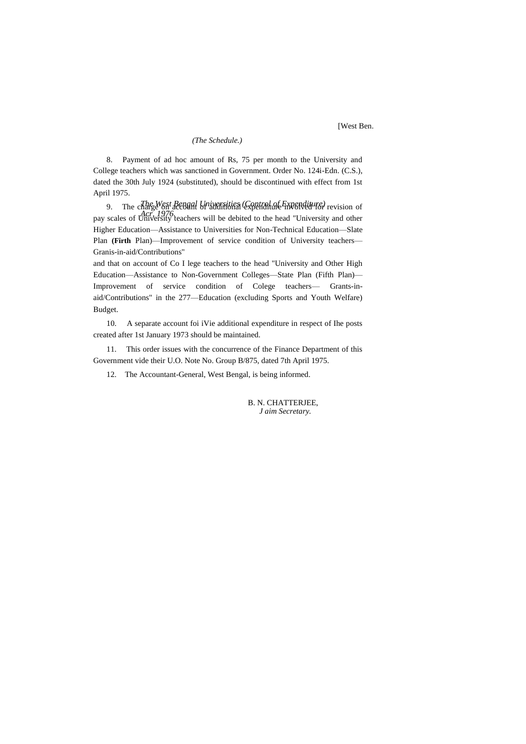*(The Schedule.)*

8. Payment of ad hoc amount of Rs, 75 per month to the University and College teachers which was sanctioned in Government. Order No. 124i-Edn. (C.S.), dated the 30th July 1924 (substituted), should be discontinued with effect from 1st April 1975.

9. The charge on account of additional expenditure involved for revision of pay scales of University teachers will be debited to the head "University and other Higher Education—Assistance to Universities for Non-Technical Education—Slate Plan **(Firth** Plan)—Improvement of service condition of University teachers—Granis-in-aid/Contributions"

and that on account of Co I lege teachers to the head "University and Other High Education—Assistance to Non-Government Colleges—State Plan (Fifth Plan)—Improvement of service condition of Colege teachers— Grants-in-aid/Contributions" in the 277—Education (excluding Sports and Youth Welfare) Budget.

10. A separate account foi iVie additional expenditure in respect of Ihe posts created after 1st January 1973 should be maintained.

11. This order issues with the concurrence of the Finance Department of this Government vide their U.O. Note No. Group B/875, dated 7th April 1975.

12. The Accountant-General, West Bengal, is being informed.

B. N. CHATTERJEE,
*J aim Secretary.*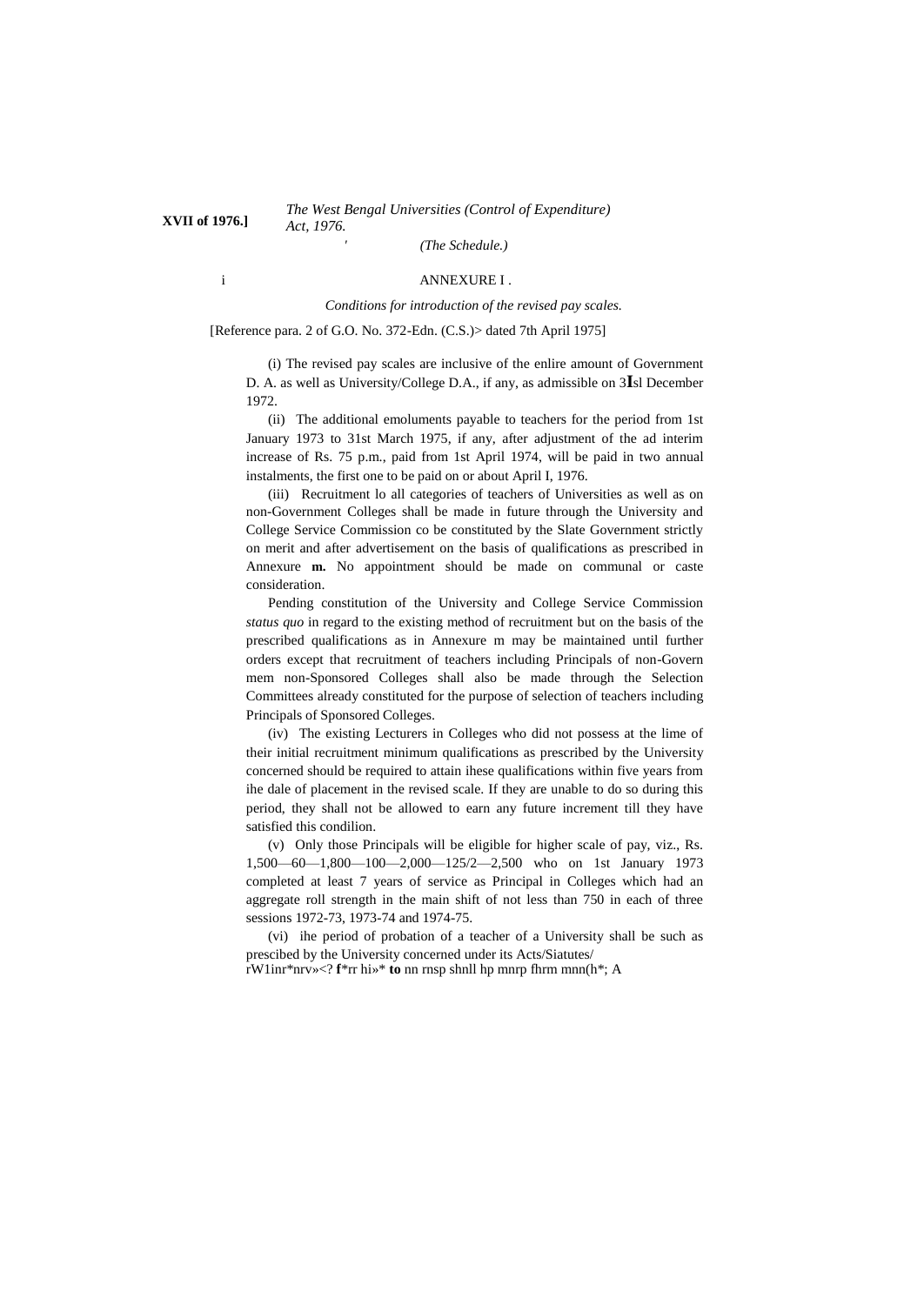*(The Schedule.)*

## ANNEXURE I .

*Conditions for introduction of the revised pay scales.*

[Reference para. 2 of G.O. No. 372-Edn. (C.S.)> dated 7th April 1975]

(i) The revised pay scales are inclusive of the enlire amount of Government D. A. as well as University/College D.A., if any, as admissible on 3**I**sl December 1972.

(ii) The additional emoluments payable to teachers for the period from 1st January 1973 to 31st March 1975, if any, after adjustment of the ad interim increase of Rs. 75 p.m., paid from 1st April 1974, will be paid in two annual instalments, the first one to be paid on or about April I, 1976.

(iii) Recruitment lo all categories of teachers of Universities as well as on non-Government Colleges shall be made in future through the University and College Service Commission co be constituted by the Slate Government strictly on merit and after advertisement on the basis of qualifications as prescribed in Annexure **m.** No appointment should be made on communal or caste consideration.

Pending constitution of the University and College Service Commission *status quo* in regard to the existing method of recruitment but on the basis of the prescribed qualifications as in Annexure m may be maintained until further orders except that recruitment of teachers including Principals of non-Govern mem non-Sponsored Colleges shall also be made through the Selection Committees already constituted for the purpose of selection of teachers including Principals of Sponsored Colleges.

(iv) The existing Lecturers in Colleges who did not possess at the lime of their initial recruitment minimum qualifications as prescribed by the University concerned should be required to attain ihese qualifications within five years from ihe dale of placement in the revised scale. If they are unable to do so during this period, they shall not be allowed to earn any future increment till they have satisfied this condilion.

(v) Only those Principals will be eligible for higher scale of pay, viz., Rs. 1,500—60—1,800—100—2,000—125/2—2,500 who on 1st January 1973 completed at least 7 years of service as Principal in Colleges which had an aggregate roll strength in the main shift of not less than 750 in each of three sessions 1972-73, 1973-74 and 1974-75.

(vi) ihe period of probation of a teacher of a University shall be such as prescibed by the University concerned under its Acts/Siatutes/ rW1inr*nrv»<? **f***rr hi»* **to** nn rnsp shnll hp mnrp fhrm mnn(h*; A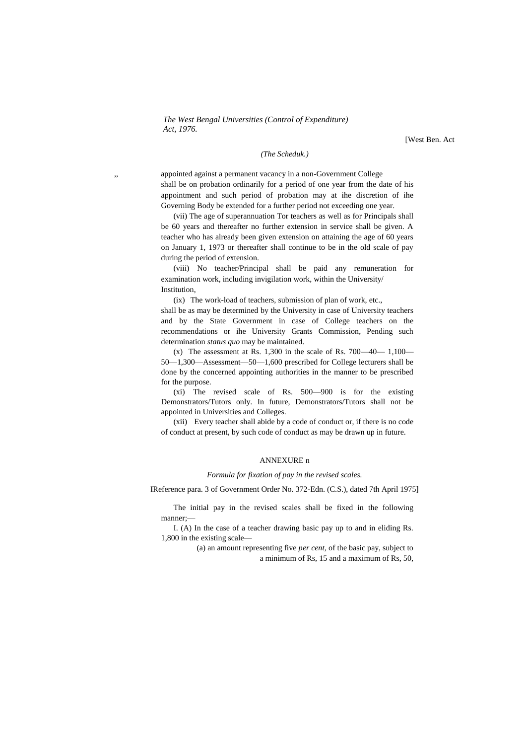*(The Scheduk.)*

,, appointed against a permanent vacancy in a non-Government College shall be on probation ordinarily for a period of one year from the date of his appointment and such period of probation may at ihe discretion of ihe Governing Body be extended for a further period not exceeding one year.

(vii) The age of superannuation Tor teachers as well as for Principals shall be 60 years and thereafter no further extension in service shall be given. A teacher who has already been given extension on attaining the age of 60 years on January 1, 1973 or thereafter shall continue to be in the old scale of pay during the period of extension.

(viii) No teacher/Principal shall be paid any remuneration for examination work, including invigilation work, within the University/ Institution,

(ix) The work-load of teachers, submission of plan of work, etc., shall be as may be determined by the University in case of University teachers and by the State Government in case of College teachers on the recommendations or ihe University Grants Commission, Pending such determination *status quo* may be maintained.

(x) The assessment at Rs. 1,300 in the scale of Rs. 700—40— 1,100—50—1,300—Assessment—50—1,600 prescribed for College lecturers shall be done by the concerned appointing authorities in the manner to be prescribed for the purpose.

(xi) The revised scale of Rs. 500—900 is for the existing Demonstrators/Tutors only. In future, Demonstrators/Tutors shall not be appointed in Universities and Colleges.

(xii) Every teacher shall abide by a code of conduct or, if there is no code of conduct at present, by such code of conduct as may be drawn up in future.

## ANNEXURE n

*Formula for fixation of pay in the revised scales.*

IReference para. 3 of Government Order No. 372-Edn. (C.S.), dated 7th April 1975]

The initial pay in the revised scales shall be fixed in the following manner;—

I. (A) In the case of a teacher drawing basic pay up to and in eliding Rs. 1,800 in the existing scale—

(a) an amount representing five *per cent*, of the basic pay, subject to a minimum of Rs, 15 and a maximum of Rs, 50,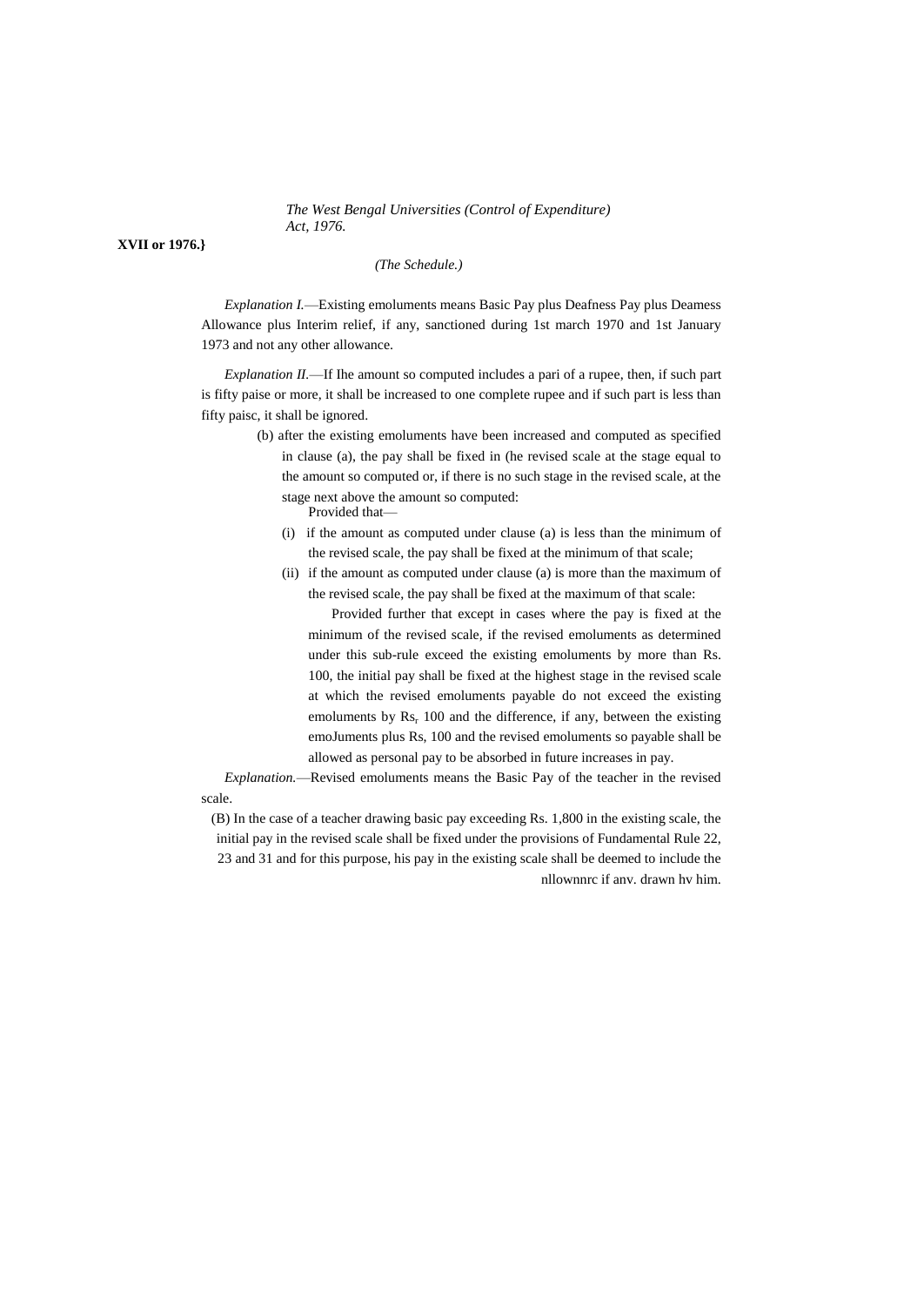*(The Schedule.)*

*Explanation I.*—Existing emoluments means Basic Pay plus Deafness Pay plus Deamess Allowance plus Interim relief, if any, sanctioned during 1st march 1970 and 1st January 1973 and not any other allowance.

*Explanation II.*—If Ihe amount so computed includes a pari of a rupee, then, if such part is fifty paise or more, it shall be increased to one complete rupee and if such part is less than fifty paisc, it shall be ignored.

(b) after the existing emoluments have been increased and computed as specified in clause (a), the pay shall be fixed in (he revised scale at the stage equal to the amount so computed or, if there is no such stage in the revised scale, at the stage next above the amount so computed:

Provided that—

(i) if the amount as computed under clause (a) is less than the minimum of the revised scale, the pay shall be fixed at the minimum of that scale;

(ii) if the amount as computed under clause (a) is more than the maximum of the revised scale, the pay shall be fixed at the maximum of that scale:

Provided further that except in cases where the pay is fixed at the minimum of the revised scale, if the revised emoluments as determined under this sub-rule exceed the existing emoluments by more than Rs. 100, the initial pay shall be fixed at the highest stage in the revised scale at which the revised emoluments payable do not exceed the existing emoluments by Rs. 100 and the difference, if any, between the existing emoJuments plus Rs, 100 and the revised emoluments so payable shall be allowed as personal pay to be absorbed in future increases in pay.

*Explanation.*—Revised emoluments means the Basic Pay of the teacher in the revised scale.

(B) In the case of a teacher drawing basic pay exceeding Rs. 1,800 in the existing scale, the initial pay in the revised scale shall be fixed under the provisions of Fundamental Rule 22, 23 and 31 and for this purpose, his pay in the existing scale shall be deemed to include the nllownnrc if anv. drawn hv him.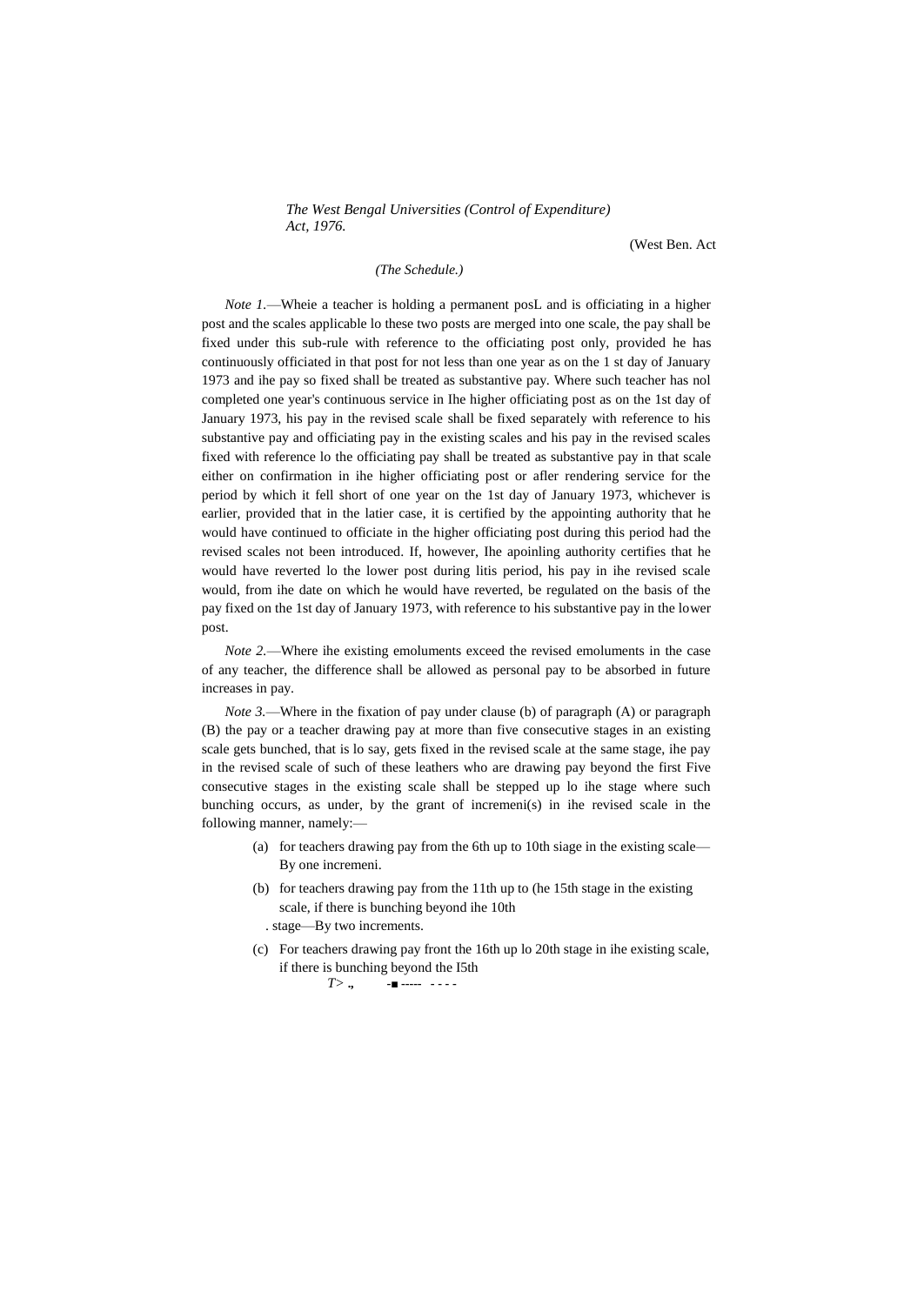*(The Schedule.)*

*Note 1.*—Wheie a teacher is holding a permanent posL and is officiating in a higher post and the scales applicable lo these two posts are merged into one scale, the pay shall be fixed under this sub-rule with reference to the officiating post only, provided he has continuously officiated in that post for not less than one year as on the 1 st day of January 1973 and ihe pay so fixed shall be treated as substantive pay. Where such teacher has nol completed one year's continuous service in Ihe higher officiating post as on the 1st day of January 1973, his pay in the revised scale shall be fixed separately with reference to his substantive pay and officiating pay in the existing scales and his pay in the revised scales fixed with reference lo the officiating pay shall be treated as substantive pay in that scale either on confirmation in ihe higher officiating post or afler rendering service for the period by which it fell short of one year on the 1st day of January 1973, whichever is earlier, provided that in the latier case, it is certified by the appointing authority that he would have continued to officiate in the higher officiating post during this period had the revised scales not been introduced. If, however, Ihe apoinling authority certifies that he would have reverted lo the lower post during litis period, his pay in ihe revised scale would, from ihe date on which he would have reverted, be regulated on the basis of the pay fixed on the 1st day of January 1973, with reference to his substantive pay in the lower post.

*Note 2.*—Where ihe existing emoluments exceed the revised emoluments in the case of any teacher, the difference shall be allowed as personal pay to be absorbed in future increases in pay.

*Note 3.*—Where in the fixation of pay under clause (b) of paragraph (A) or paragraph (B) the pay or a teacher drawing pay at more than five consecutive stages in an existing scale gets bunched, that is lo say, gets fixed in the revised scale at the same stage, ihe pay in the revised scale of such of these leathers who are drawing pay beyond the first Five consecutive stages in the existing scale shall be stepped up lo ihe stage where such bunching occurs, as under, by the grant of incremeni(s) in ihe revised scale in the following manner, namely:—

(a) for teachers drawing pay from the 6th up to 10th siage in the existing scale—By one incremeni.

(b) for teachers drawing pay from the 11th up to (he 15th stage in the existing scale, if there is bunching beyond ihe 10th stage—By two increments.

(c) For teachers drawing pay front the 16th up lo 20th stage in ihe existing scale, if there is bunching beyond the I5th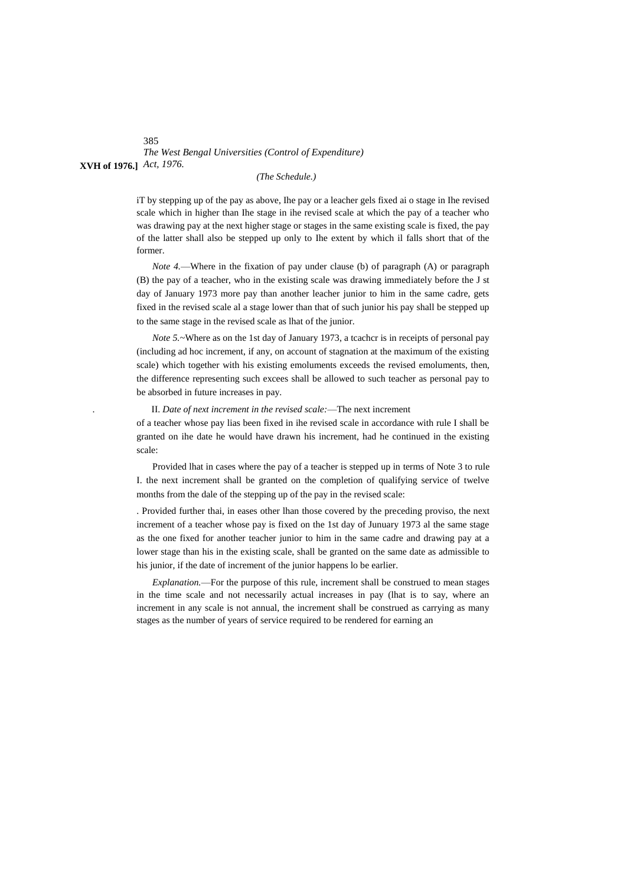iT by stepping up of the pay as above, Ihe pay or a leacher gels fixed ai o stage in Ihe revised scale which in higher than Ihe stage in ihe revised scale at which the pay of a teacher who was drawing pay at the next higher stage or stages in the same existing scale is fixed, the pay of the latter shall also be stepped up only to Ihe extent by which il falls short that of the former.

*Note 4.*—Where in the fixation of pay under clause (b) of paragraph (A) or paragraph (B) the pay of a teacher, who in the existing scale was drawing immediately before the J st day of January 1973 more pay than another leacher junior to him in the same cadre, gets fixed in the revised scale al a stage lower than that of such junior his pay shall be stepped up to the same stage in the revised scale as lhat of the junior.

*Note 5.*~Where as on the 1st day of January 1973, a tcachcr is in receipts of personal pay (including ad hoc increment, if any, on account of stagnation at the maximum of the existing scale) which together with his existing emoluments exceeds the revised emoluments, then, the difference representing such excees shall be allowed to such teacher as personal pay to be absorbed in future increases in pay.

II. *Date of next increment in the revised scale:*—The next increment of a teacher whose pay lias been fixed in ihe revised scale in accordance with rule I shall be granted on ihe date he would have drawn his increment, had he continued in the existing scale:

Provided lhat in cases where the pay of a teacher is stepped up in terms of Note 3 to rule I. the next increment shall be granted on the completion of qualifying service of twelve months from the dale of the stepping up of the pay in the revised scale:

Provided further thai, in eases other lhan those covered by the preceding proviso, the next increment of a teacher whose pay is fixed on the 1st day of Junuary 1973 al the same stage as the one fixed for another teacher junior to him in the same cadre and drawing pay at a lower stage than his in the existing scale, shall be granted on the same date as admissible to his junior, if the date of increment of the junior happens lo be earlier.

*Explanation.*—For the purpose of this rule, increment shall be construed to mean stages in the time scale and not necessarily actual increases in pay (lhat is to say, where an increment in any scale is not annual, the increment shall be construed as carrying as many stages as the number of years of service required to be rendered for earning an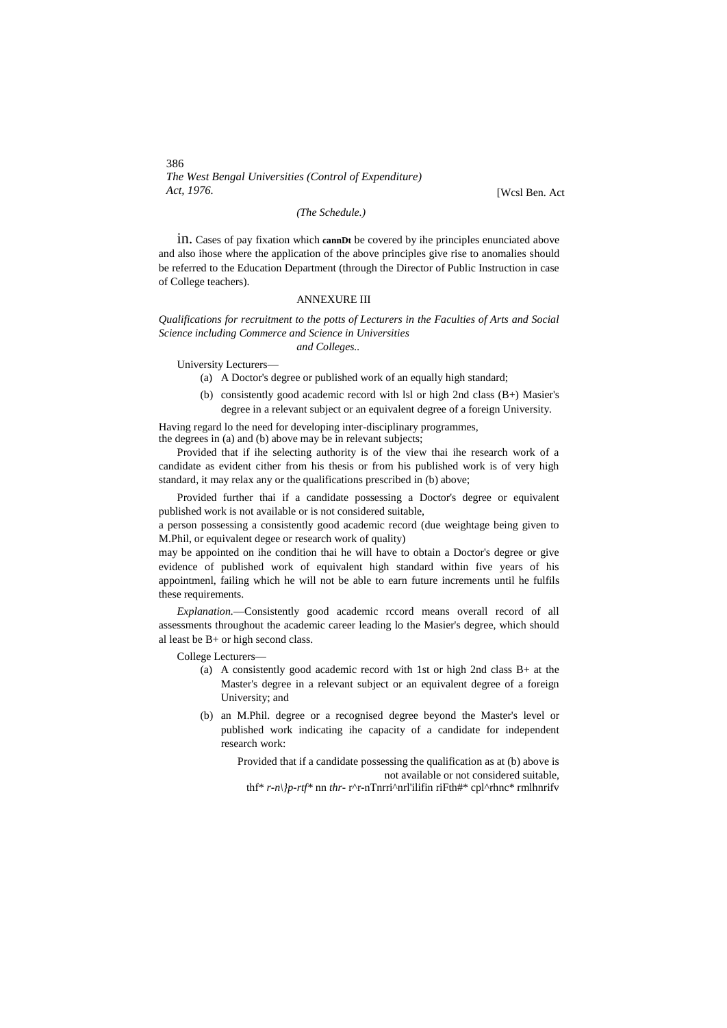*(The Schedule.)*

iii. Cases of pay fixation which cannDt be covered by ihe principles enunciated above and also ihose where the application of the above principles give rise to anomalies should be referred to the Education Department (through the Director of Public Instruction in case of College teachers).

## ANNEXURE III

*Qualifications for recruitment to the potts of Lecturers in the Faculties of Arts and Social Science including Commerce and Science in Universities and Colleges..*

University Lecturers—

(a) A Doctor's degree or published work of an equally high standard;

(b) consistently good academic record with lsl or high 2nd class (B+) Masier's degree in a relevant subject or an equivalent degree of a foreign University.

Having regard lo the need for developing inter-disciplinary programmes, the degrees in (a) and (b) above may be in relevant subjects;

Provided that if ihe selecting authority is of the view thai ihe research work of a candidate as evident cither from his thesis or from his published work is of very high standard, it may relax any or the qualifications prescribed in (b) above;

Provided further thai if a candidate possessing a Doctor's degree or equivalent published work is not available or is not considered suitable, a person possessing a consistently good academic record (due weightage being given to M.Phil, or equivalent degee or research work of quality) may be appointed on ihe condition thai he will have to obtain a Doctor's degree or give evidence of published work of equivalent high standard within five years of his appointmenl, failing which he will not be able to earn future increments until he fulfils these requirements.

*Explanation.*—Consistently good academic rccord means overall record of all assessments throughout the academic career leading lo the Masier's degree, which should al least be B+ or high second class.

College Lecturers—

(a) A consistently good academic record with 1st or high 2nd class B+ at the Master's degree in a relevant subject or an equivalent degree of a foreign University; and

(b) an M.Phil. degree or a recognised degree beyond the Master's level or published work indicating ihe capacity of a candidate for independent research work:

Provided that if a candidate possessing the qualification as at (b) above is not available or not considered suitable, thf* *r-n\}p-rtf** nn *thr-* r^r-nTnrri^nrl'ilifin riFth#* cpl^rhnc* rmlhnrifv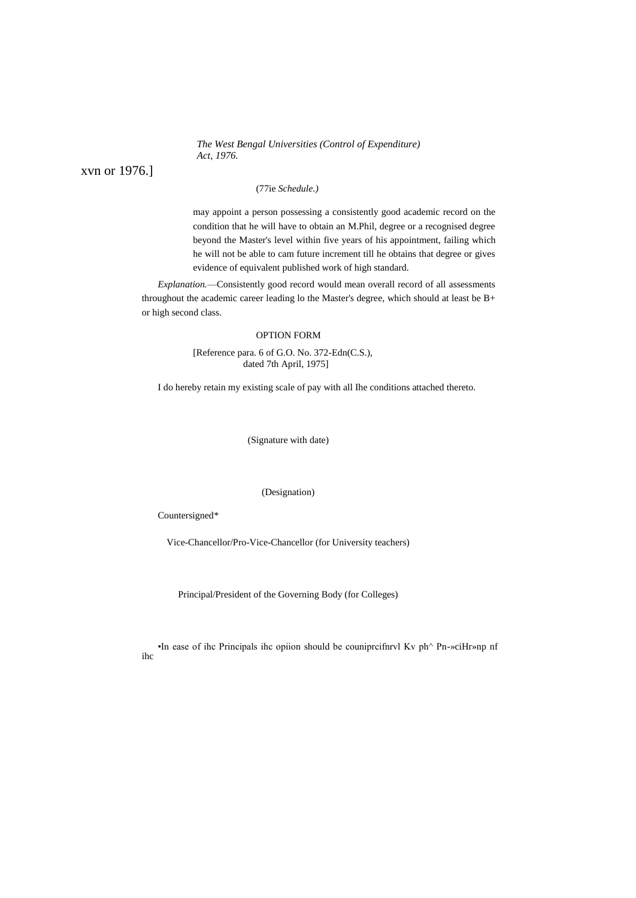(77ie *Schedule.)*

may appoint a person possessing a consistently good academic record on the condition that he will have to obtain an M.Phil, degree or a recognised degree beyond the Master's level within five years of his appointment, failing which he will not be able to cam future increment till he obtains that degree or gives evidence of equivalent published work of high standard.

*Explanation.*—Consistently good record would mean overall record of all assessments throughout the academic career leading lo the Master's degree, which should at least be B+ or high second class.

OPTION FORM

[Reference para. 6 of G.O. No. 372-Edn(C.S.), dated 7th April, 1975]

I do hereby retain my existing scale of pay with all Ihe conditions attached thereto.

(Signature with date)

(Designation)

Countersigned*

Vice-Chancellor/Pro-Vice-Chancellor (for University teachers)

Principal/President of the Governing Body (for Colleges)

•In ease of ihc Principals ihc opiion should be couniprcifnrvl Kv ph^ Pn-»ciHr»np nf ihc